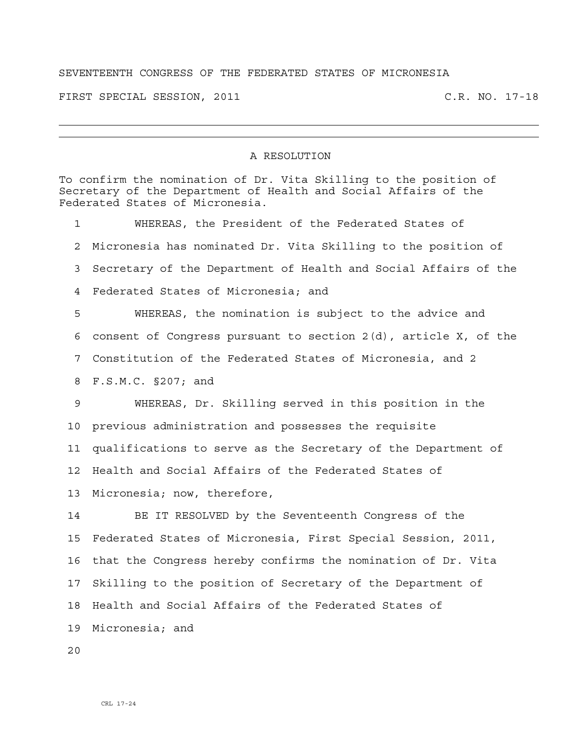SEVENTEENTH CONGRESS OF THE FEDERATED STATES OF MICRONESIA

FIRST SPECIAL SESSION, 2011 C.R. NO. 17-18

---

# A RESOLUTION

To confirm the nomination of Dr. Vita Skilling to the position of Secretary of the Department of Health and Social Affairs of the Federated States of Micronesia.

1 WHEREAS, the President of the Federated States of
2 Micronesia has nominated Dr. Vita Skilling to the position of
3 Secretary of the Department of Health and Social Affairs of the
4 Federated States of Micronesia; and
5 WHEREAS, the nomination is subject to the advice and
6 consent of Congress pursuant to section 2(d), article X, of the
7 Constitution of the Federated States of Micronesia, and 2
8 F.S.M.C. §207; and
9 WHEREAS, Dr. Skilling served in this position in the
10 previous administration and possesses the requisite
11 qualifications to serve as the Secretary of the Department of
12 Health and Social Affairs of the Federated States of
13 Micronesia; now, therefore,
14 BE IT RESOLVED by the Seventeenth Congress of the
15 Federated States of Micronesia, First Special Session, 2011,
16 that the Congress hereby confirms the nomination of Dr. Vita
17 Skilling to the position of Secretary of the Department of
18 Health and Social Affairs of the Federated States of
19 Micronesia; and
20

CRL 17-24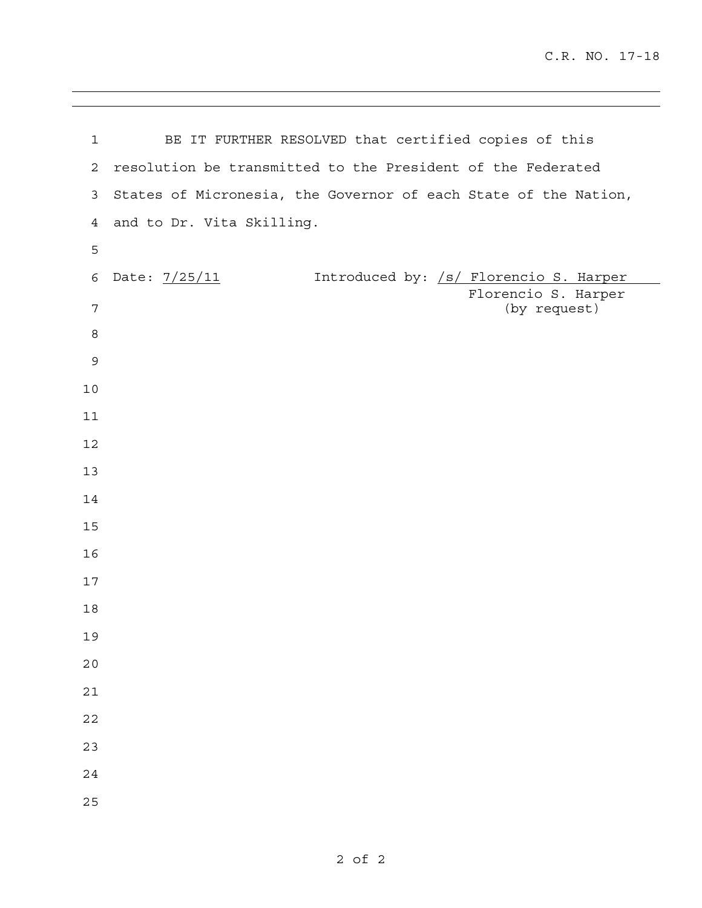BE IT FURTHER RESOLVED that certified copies of this resolution be transmitted to the President of the Federated States of Micronesia, the Governor of each State of the Nation, and to Dr. Vita Skilling.

Date: 7/25/11

Introduced by: /s/ Florencio S. Harper
Florencio S. Harper
(by request)